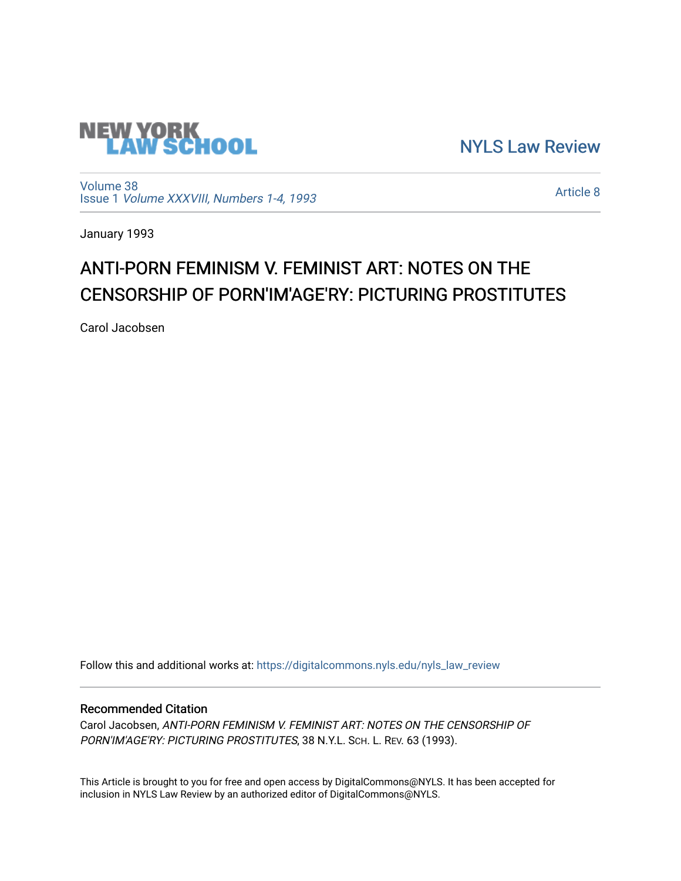NEW YORK LAW SCHOOL

NYLS Law Review

Volume 38
Issue 1 *Volume XXXVIII, Numbers 1-4, 1993*

Article 8

January 1993

# ANTI-PORN FEMINISM V. FEMINIST ART: NOTES ON THE CENSORSHIP OF PORN'IM'AGE'RY: PICTURING PROSTITUTES

Carol Jacobsen

Follow this and additional works at: https://digitalcommons.nyls.edu/nyls_law_review

## Recommended Citation

Carol Jacobsen, *ANTI-PORN FEMINISM V. FEMINIST ART: NOTES ON THE CENSORSHIP OF PORN'IM'AGE'RY: PICTURING PROSTITUTES*, 38 N.Y.L. SCH. L. REV. 63 (1993).

This Article is brought to you for free and open access by DigitalCommons@NYLS. It has been accepted for inclusion in NYLS Law Review by an authorized editor of DigitalCommons@NYLS.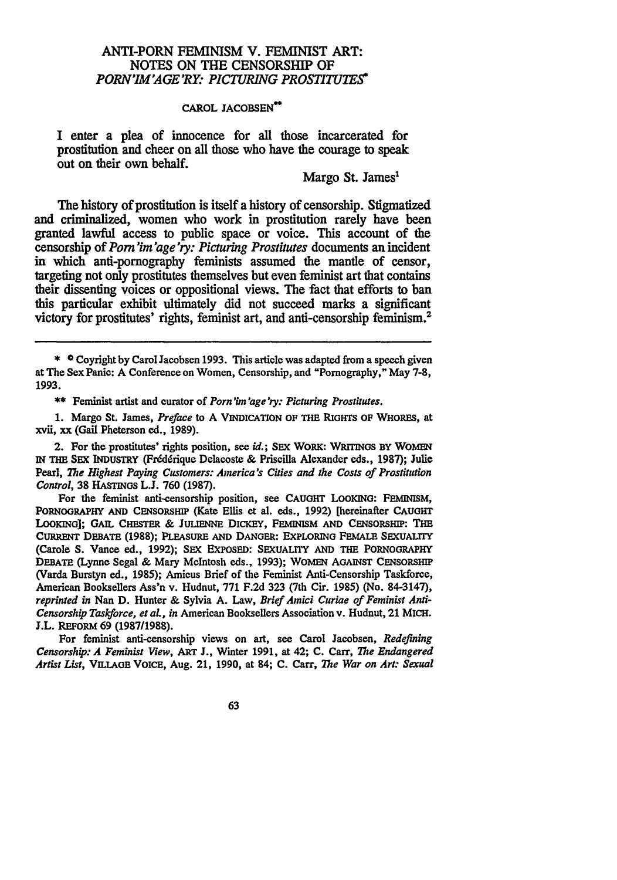# ANTI-PORN FEMINISM V. FEMINIST ART: NOTES ON THE CENSORSHIP OF *PORN'IM'AGE'RY: PICTURING PROSTITUTES*[*]

CAROL JACOBSEN[**]

> I enter a plea of innocence for all those incarcerated for prostitution and cheer on all those who have the courage to speak out on their own behalf.
>
> Margo St. James[1]

The history of prostitution is itself a history of censorship. Stigmatized and criminalized, women who work in prostitution rarely have been granted lawful access to public space or voice. This account of the censorship of *Porn'im'age'ry: Picturing Prostitutes* documents an incident in which anti-pornography feminists assumed the mantle of censor, targeting not only prostitutes themselves but even feminist art that contains their dissenting voices or oppositional views. The fact that efforts to ban this particular exhibit ultimately did not succeed marks a significant victory for prostitutes' rights, feminist art, and anti-censorship feminism.[2]

---

\* © Coyright by Carol Jacobsen 1993. This article was adapted from a speech given at The Sex Panic: A Conference on Women, Censorship, and "Pornography," May 7-8, 1993.

\*\* Feminist artist and curator of *Porn'im'age'ry: Picturing Prostitutes*.

1. Margo St. James, *Preface* to A VINDICATION OF THE RIGHTS OF WHORES, at xvii, xx (Gail Pheterson ed., 1989).

2. For the prostitutes' rights position, see *id.*; SEX WORK: WRITINGS BY WOMEN IN THE SEX INDUSTRY (Frédérique Delacoste & Priscilla Alexander eds., 1987); Julie Pearl, *The Highest Paying Customers: America's Cities and the Costs of Prostitution Control*, 38 HASTINGS L.J. 760 (1987).

For the feminist anti-censorship position, see CAUGHT LOOKING: FEMINISM, PORNOGRAPHY AND CENSORSHIP (Kate Ellis et al. eds., 1992) [hereinafter CAUGHT LOOKING]; GAIL CHESTER & JULIENNE DICKEY, FEMINISM AND CENSORSHIP: THE CURRENT DEBATE (1988); PLEASURE AND DANGER: EXPLORING FEMALE SEXUALITY (Carole S. Vance ed., 1992); SEX EXPOSED: SEXUALITY AND THE PORNOGRAPHY DEBATE (Lynne Segal & Mary McIntosh eds., 1993); WOMEN AGAINST CENSORSHIP (Varda Burstyn ed., 1985); Amicus Brief of the Feminist Anti-Censorship Taskforce, American Booksellers Ass'n v. Hudnut, 771 F.2d 323 (7th Cir. 1985) (No. 84-3147), *reprinted in* Nan D. Hunter & Sylvia A. Law, *Brief Amici Curiae of Feminist Anti-Censorship Taskforce, et al., in* American Booksellers Association v. Hudnut, 21 MICH. J.L. REFORM 69 (1987/1988).

For feminist anti-censorship views on art, see Carol Jacobsen, *Redefining Censorship: A Feminist View*, ART J., Winter 1991, at 42; C. Carr, *The Endangered Artist List*, VILLAGE VOICE, Aug. 21, 1990, at 84; C. Carr, *The War on Art: Sexual*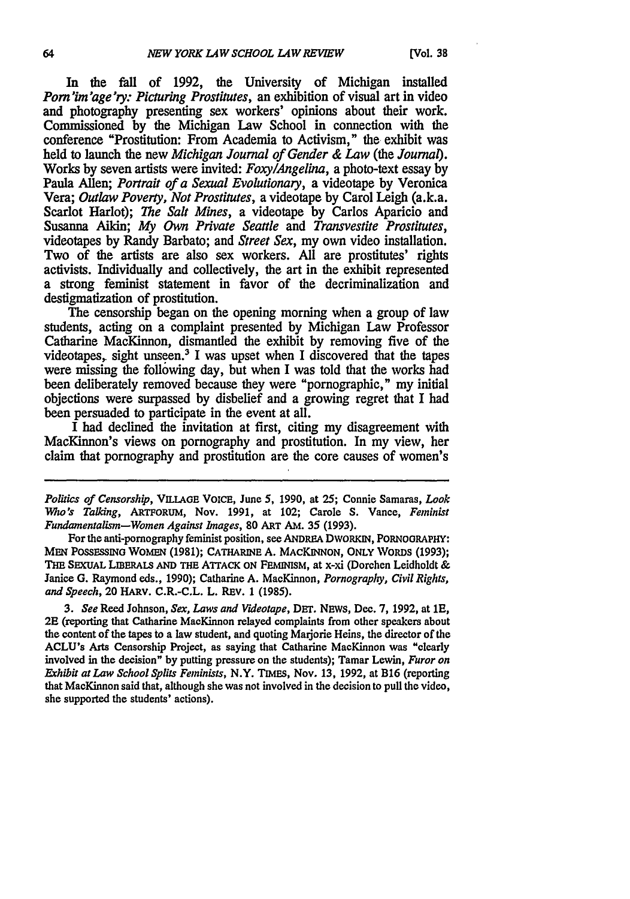In the fall of 1992, the University of Michigan installed *Porn'im'age'ry: Picturing Prostitutes*, an exhibition of visual art in video and photography presenting sex workers' opinions about their work. Commissioned by the Michigan Law School in connection with the conference "Prostitution: From Academia to Activism," the exhibit was held to launch the new *Michigan Journal of Gender & Law* (the *Journal*). Works by seven artists were invited: *Foxy/Angelina*, a photo-text essay by Paula Allen; *Portrait of a Sexual Evolutionary*, a videotape by Veronica Vera; *Outlaw Poverty, Not Prostitutes*, a videotape by Carol Leigh (a.k.a. Scarlot Harlot); *The Salt Mines*, a videotape by Carlos Aparicio and Susanna Aikin; *My Own Private Seattle* and *Transvestite Prostitutes*, videotapes by Randy Barbato; and *Street Sex*, my own video installation. Two of the artists are also sex workers. All are prostitutes' rights activists. Individually and collectively, the art in the exhibit represented a strong feminist statement in favor of the decriminalization and destigmatization of prostitution.

The censorship began on the opening morning when a group of law students, acting on a complaint presented by Michigan Law Professor Catharine MacKinnon, dismantled the exhibit by removing five of the videotapes, sight unseen.[3] I was upset when I discovered that the tapes were missing the following day, but when I was told that the works had been deliberately removed because they were "pornographic," my initial objections were surpassed by disbelief and a growing regret that I had been persuaded to participate in the event at all.

I had declined the invitation at first, citing my disagreement with MacKinnon's views on pornography and prostitution. In my view, her claim that pornography and prostitution are the core causes of women's

---

*Politics of Censorship*, VILLAGE VOICE, June 5, 1990, at 25; Connie Samaras, *Look Who's Talking*, ARTFORUM, Nov. 1991, at 102; Carole S. Vance, *Feminist Fundamentalism—Women Against Images*, 80 ART AM. 35 (1993).

For the anti-pornography feminist position, see ANDREA DWORKIN, PORNOGRAPHY: MEN POSSESSING WOMEN (1981); CATHARINE A. MACKINNON, ONLY WORDS (1993); THE SEXUAL LIBERALS AND THE ATTACK ON FEMINISM, at x-xi (Dorchen Leidholdt & Janice G. Raymond eds., 1990); Catharine A. MacKinnon, *Pornography, Civil Rights, and Speech*, 20 HARV. C.R.-C.L. L. REV. 1 (1985).

3. *See* Reed Johnson, *Sex, Laws and Videotape*, DET. NEWS, Dec. 7, 1992, at 1E, 2E (reporting that Catharine MacKinnon relayed complaints from other speakers about the content of the tapes to a law student, and quoting Marjorie Heins, the director of the ACLU's Arts Censorship Project, as saying that Catharine MacKinnon was "clearly involved in the decision" by putting pressure on the students); Tamar Lewin, *Furor on Exhibit at Law School Splits Feminists*, N.Y. TIMES, Nov. 13, 1992, at B16 (reporting that MacKinnon said that, although she was not involved in the decision to pull the video, she supported the students' actions).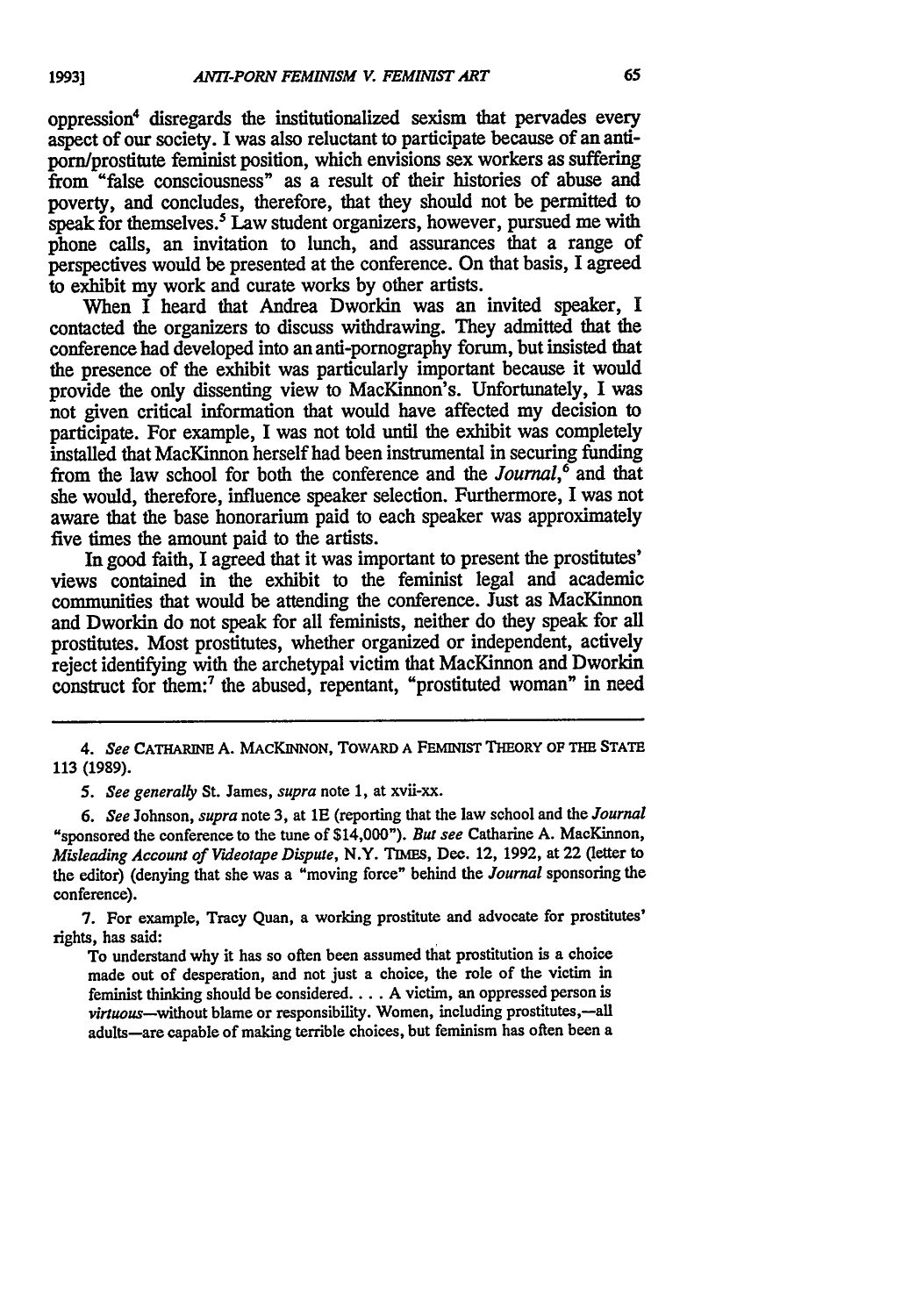oppression[4] disregards the institutionalized sexism that pervades every aspect of our society. I was also reluctant to participate because of an anti-porn/prostitute feminist position, which envisions sex workers as suffering from "false consciousness" as a result of their histories of abuse and poverty, and concludes, therefore, that they should not be permitted to speak for themselves.[5] Law student organizers, however, pursued me with phone calls, an invitation to lunch, and assurances that a range of perspectives would be presented at the conference. On that basis, I agreed to exhibit my work and curate works by other artists.

When I heard that Andrea Dworkin was an invited speaker, I contacted the organizers to discuss withdrawing. They admitted that the conference had developed into an anti-pornography forum, but insisted that the presence of the exhibit was particularly important because it would provide the only dissenting view to MacKinnon's. Unfortunately, I was not given critical information that would have affected my decision to participate. For example, I was not told until the exhibit was completely installed that MacKinnon herself had been instrumental in securing funding from the law school for both the conference and the *Journal*,[6] and that she would, therefore, influence speaker selection. Furthermore, I was not aware that the base honorarium paid to each speaker was approximately five times the amount paid to the artists.

In good faith, I agreed that it was important to present the prostitutes' views contained in the exhibit to the feminist legal and academic communities that would be attending the conference. Just as MacKinnon and Dworkin do not speak for all feminists, neither do they speak for all prostitutes. Most prostitutes, whether organized or independent, actively reject identifying with the archetypal victim that MacKinnon and Dworkin construct for them:[7] the abused, repentant, "prostituted woman" in need

---

4. *See* CATHARINE A. MACKINNON, TOWARD A FEMINIST THEORY OF THE STATE 113 (1989).

5. *See generally* St. James, *supra* note 1, at xvii-xx.

6. *See* Johnson, *supra* note 3, at 1E (reporting that the law school and the *Journal* "sponsored the conference to the tune of $14,000"). *But see* Catharine A. MacKinnon, *Misleading Account of Videotape Dispute*, N.Y. TIMES, Dec. 12, 1992, at 22 (letter to the editor) (denying that she was a "moving force" behind the *Journal* sponsoring the conference).

7. For example, Tracy Quan, a working prostitute and advocate for prostitutes' rights, has said:

> To understand why it has so often been assumed that prostitution is a choice made out of desperation, and not just a choice, the role of the victim in feminist thinking should be considered. . . . A victim, an oppressed person is *virtuous*—without blame or responsibility. Women, including prostitutes,—all adults—are capable of making terrible choices, but feminism has often been a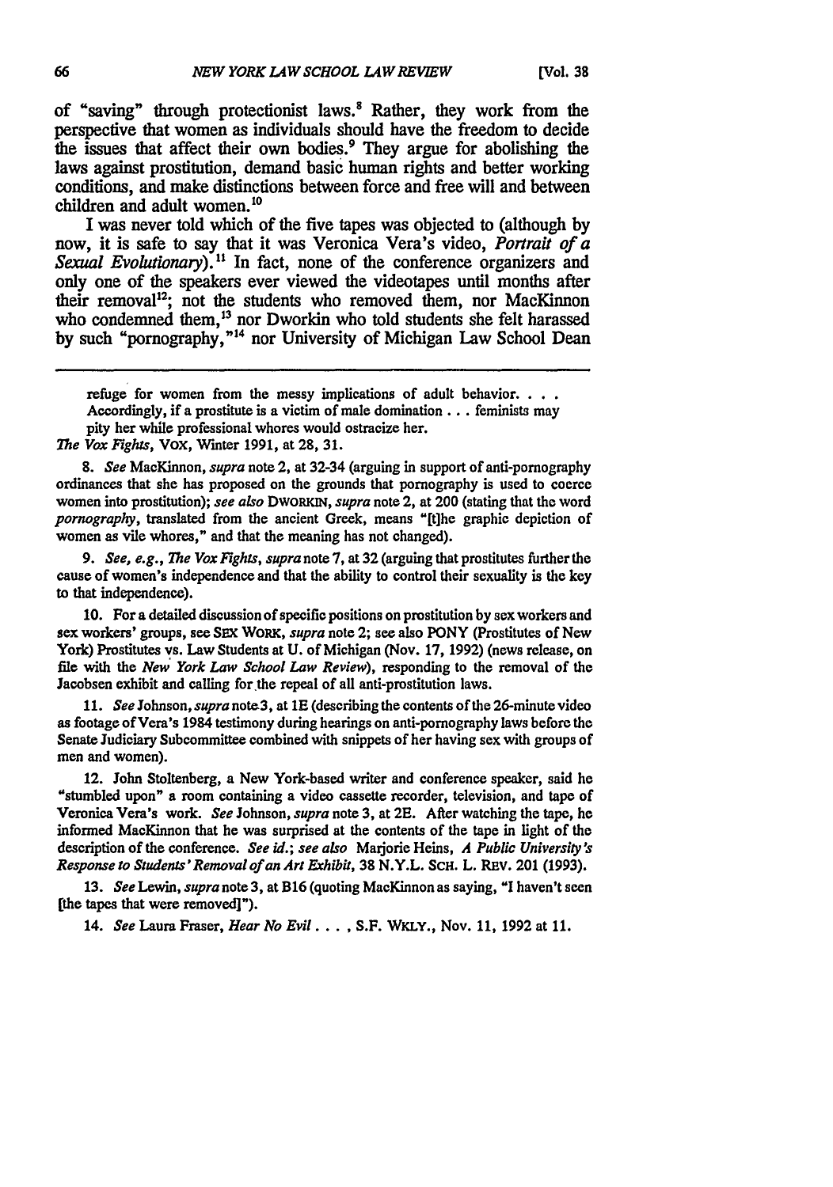of "saving" through protectionist laws.[8] Rather, they work from the perspective that women as individuals should have the freedom to decide the issues that affect their own bodies.[9] They argue for abolishing the laws against prostitution, demand basic human rights and better working conditions, and make distinctions between force and free will and between children and adult women.[10]

I was never told which of the five tapes was objected to (although by now, it is safe to say that it was Veronica Vera's video, *Portrait of a Sexual Evolutionary*).[11] In fact, none of the conference organizers and only one of the speakers ever viewed the videotapes until months after their removal[12]; not the students who removed them, nor MacKinnon who condemned them,[13] nor Dworkin who told students she felt harassed by such "pornography,"[14] nor University of Michigan Law School Dean

refuge for women from the messy implications of adult behavior. . . . Accordingly, if a prostitute is a victim of male domination . . . feminists may pity her while professional whores would ostracize her.

*The Vox Fights*, VOX, Winter 1991, at 28, 31.

8. *See* MacKinnon, *supra* note 2, at 32-34 (arguing in support of anti-pornography ordinances that she has proposed on the grounds that pornography is used to coerce women into prostitution); *see also* DWORKIN, *supra* note 2, at 200 (stating that the word *pornography*, translated from the ancient Greek, means "[t]he graphic depiction of women as vile whores," and that the meaning has not changed).

9. *See, e.g.*, *The Vox Fights*, *supra* note 7, at 32 (arguing that prostitutes further the cause of women's independence and that the ability to control their sexuality is the key to that independence).

10. For a detailed discussion of specific positions on prostitution by sex workers and sex workers' groups, see SEX WORK, *supra* note 2; see also PONY (Prostitutes of New York) Prostitutes vs. Law Students at U. of Michigan (Nov. 17, 1992) (news release, on file with the *New York Law School Law Review*), responding to the removal of the Jacobsen exhibit and calling for the repeal of all anti-prostitution laws.

11. *See* Johnson, *supra* note 3, at 1E (describing the contents of the 26-minute video as footage of Vera's 1984 testimony during hearings on anti-pornography laws before the Senate Judiciary Subcommittee combined with snippets of her having sex with groups of men and women).

12. John Stoltenberg, a New York-based writer and conference speaker, said he "stumbled upon" a room containing a video cassette recorder, television, and tape of Veronica Vera's work. *See* Johnson, *supra* note 3, at 2E. After watching the tape, he informed MacKinnon that he was surprised at the contents of the tape in light of the description of the conference. *See id.*; *see also* Marjorie Heins, *A Public University's Response to Students' Removal of an Art Exhibit*, 38 N.Y.L. SCH. L. REV. 201 (1993).

13. *See* Lewin, *supra* note 3, at B16 (quoting MacKinnon as saying, "I haven't seen [the tapes that were removed]").

14. *See* Laura Fraser, *Hear No Evil . . .* , S.F. WKLY., Nov. 11, 1992 at 11.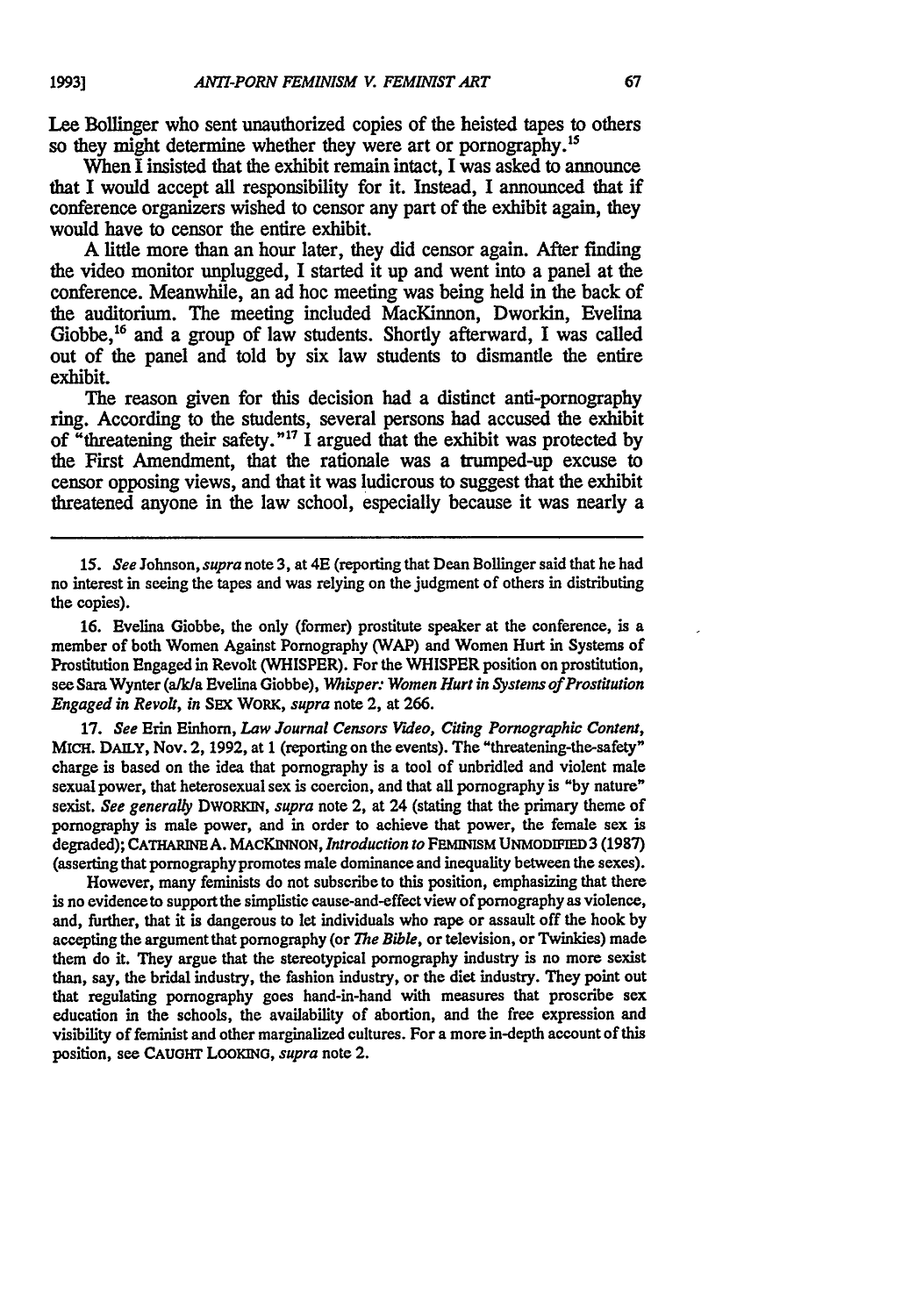Lee Bollinger who sent unauthorized copies of the heisted tapes to others so they might determine whether they were art or pornography.[15]

When I insisted that the exhibit remain intact, I was asked to announce that I would accept all responsibility for it. Instead, I announced that if conference organizers wished to censor any part of the exhibit again, they would have to censor the entire exhibit.

A little more than an hour later, they did censor again. After finding the video monitor unplugged, I started it up and went into a panel at the conference. Meanwhile, an ad hoc meeting was being held in the back of the auditorium. The meeting included MacKinnon, Dworkin, Evelina Giobbe,[16] and a group of law students. Shortly afterward, I was called out of the panel and told by six law students to dismantle the entire exhibit.

The reason given for this decision had a distinct anti-pornography ring. According to the students, several persons had accused the exhibit of "threatening their safety."[17] I argued that the exhibit was protected by the First Amendment, that the rationale was a trumped-up excuse to censor opposing views, and that it was ludicrous to suggest that the exhibit threatened anyone in the law school, especially because it was nearly a

---

15. *See* Johnson, *supra* note 3, at 4E (reporting that Dean Bollinger said that he had no interest in seeing the tapes and was relying on the judgment of others in distributing the copies).

16. Evelina Giobbe, the only (former) prostitute speaker at the conference, is a member of both Women Against Pornography (WAP) and Women Hurt in Systems of Prostitution Engaged in Revolt (WHISPER). For the WHISPER position on prostitution, see Sara Wynter (a/k/a Evelina Giobbe), *Whisper: Women Hurt in Systems of Prostitution Engaged in Revolt*, *in* SEX WORK, *supra* note 2, at 266.

17. *See* Erin Einhorn, *Law Journal Censors Video, Citing Pornographic Content*, MICH. DAILY, Nov. 2, 1992, at 1 (reporting on the events). The "threatening-the-safety" charge is based on the idea that pornography is a tool of unbridled and violent male sexual power, that heterosexual sex is coercion, and that all pornography is "by nature" sexist. *See generally* DWORKIN, *supra* note 2, at 24 (stating that the primary theme of pornography is male power, and in order to achieve that power, the female sex is degraded); CATHARINE A. MACKINNON, *Introduction to* FEMINISM UNMODIFIED 3 (1987) (asserting that pornography promotes male dominance and inequality between the sexes).

However, many feminists do not subscribe to this position, emphasizing that there is no evidence to support the simplistic cause-and-effect view of pornography as violence, and, further, that it is dangerous to let individuals who rape or assault off the hook by accepting the argument that pornography (or *The Bible*, or television, or Twinkies) made them do it. They argue that the stereotypical pornography industry is no more sexist than, say, the bridal industry, the fashion industry, or the diet industry. They point out that regulating pornography goes hand-in-hand with measures that proscribe sex education in the schools, the availability of abortion, and the free expression and visibility of feminist and other marginalized cultures. For a more in-depth account of this position, see CAUGHT LOOKING, *supra* note 2.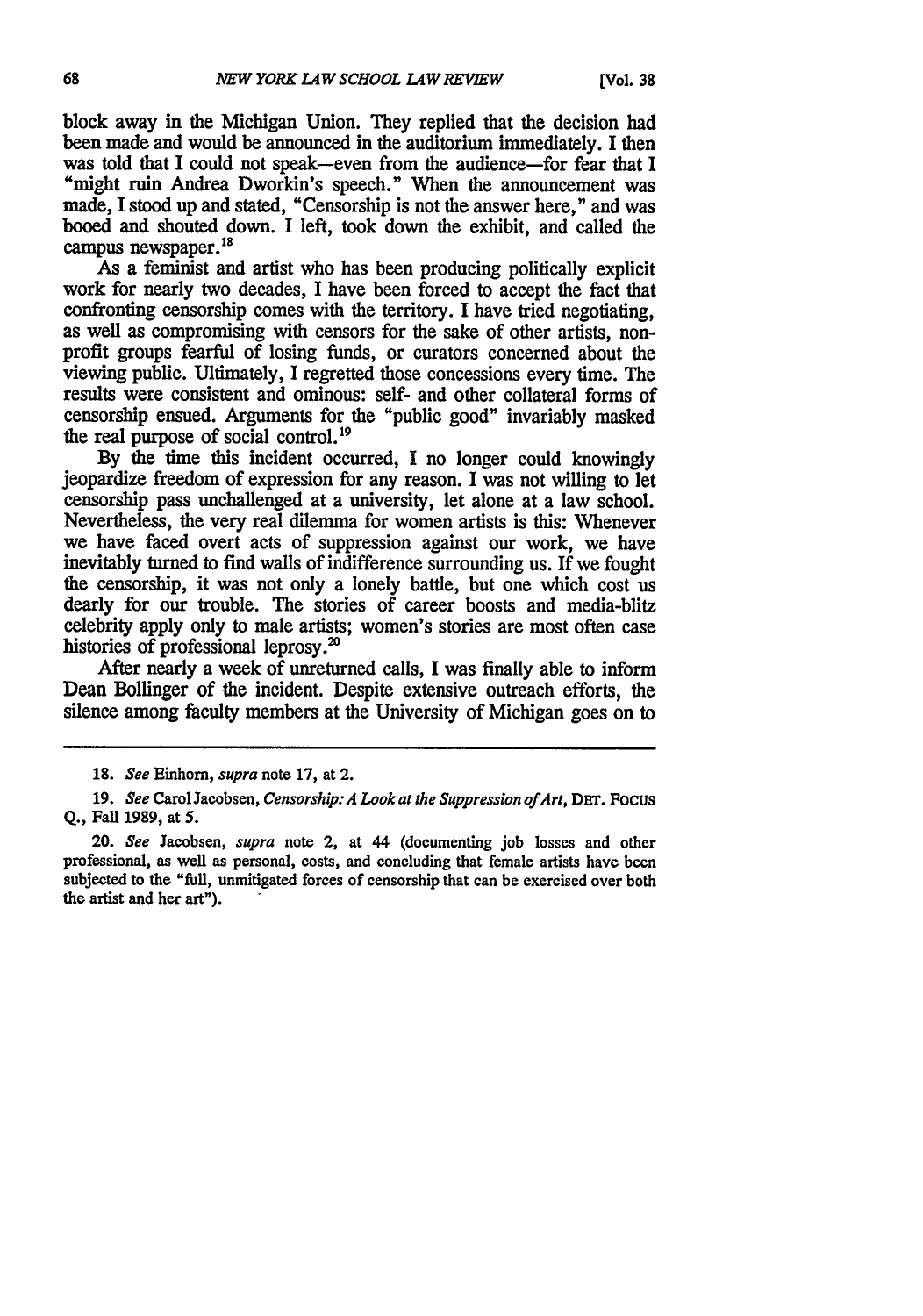block away in the Michigan Union. They replied that the decision had been made and would be announced in the auditorium immediately. I then was told that I could not speak—even from the audience—for fear that I "might ruin Andrea Dworkin's speech." When the announcement was made, I stood up and stated, "Censorship is not the answer here," and was booed and shouted down. I left, took down the exhibit, and called the campus newspaper.[18]

As a feminist and artist who has been producing politically explicit work for nearly two decades, I have been forced to accept the fact that confronting censorship comes with the territory. I have tried negotiating, as well as compromising with censors for the sake of other artists, non-profit groups fearful of losing funds, or curators concerned about the viewing public. Ultimately, I regretted those concessions every time. The results were consistent and ominous: self- and other collateral forms of censorship ensued. Arguments for the "public good" invariably masked the real purpose of social control.[19]

By the time this incident occurred, I no longer could knowingly jeopardize freedom of expression for any reason. I was not willing to let censorship pass unchallenged at a university, let alone at a law school. Nevertheless, the very real dilemma for women artists is this: Whenever we have faced overt acts of suppression against our work, we have inevitably turned to find walls of indifference surrounding us. If we fought the censorship, it was not only a lonely battle, but one which cost us dearly for our trouble. The stories of career boosts and media-blitz celebrity apply only to male artists; women's stories are most often case histories of professional leprosy.[20]

After nearly a week of unreturned calls, I was finally able to inform Dean Bollinger of the incident. Despite extensive outreach efforts, the silence among faculty members at the University of Michigan goes on to

---

18. *See* Einhorn, *supra* note 17, at 2.

19. *See* Carol Jacobsen, *Censorship: A Look at the Suppression of Art*, DET. FOCUS Q., Fall 1989, at 5.

20. *See* Jacobsen, *supra* note 2, at 44 (documenting job losses and other professional, as well as personal, costs, and concluding that female artists have been subjected to the "full, unmitigated forces of censorship that can be exercised over both the artist and her art").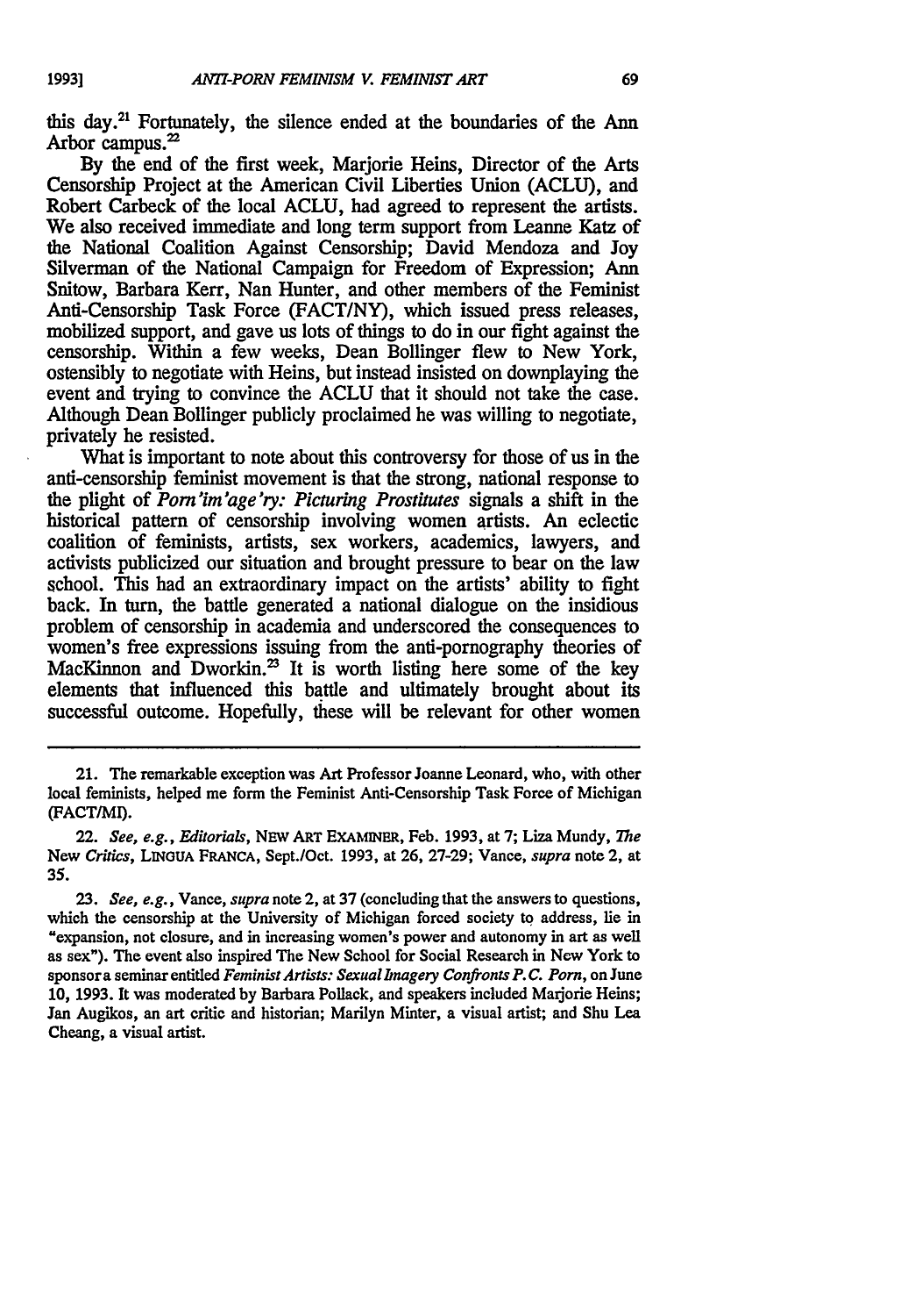this day.[21] Fortunately, the silence ended at the boundaries of the Ann Arbor campus.[22]

By the end of the first week, Marjorie Heins, Director of the Arts Censorship Project at the American Civil Liberties Union (ACLU), and Robert Carbeck of the local ACLU, had agreed to represent the artists. We also received immediate and long term support from Leanne Katz of the National Coalition Against Censorship; David Mendoza and Joy Silverman of the National Campaign for Freedom of Expression; Ann Snitow, Barbara Kerr, Nan Hunter, and other members of the Feminist Anti-Censorship Task Force (FACT/NY), which issued press releases, mobilized support, and gave us lots of things to do in our fight against the censorship. Within a few weeks, Dean Bollinger flew to New York, ostensibly to negotiate with Heins, but instead insisted on downplaying the event and trying to convince the ACLU that it should not take the case. Although Dean Bollinger publicly proclaimed he was willing to negotiate, privately he resisted.

What is important to note about this controversy for those of us in the anti-censorship feminist movement is that the strong, national response to the plight of *Porn'im'age'ry: Picturing Prostitutes* signals a shift in the historical pattern of censorship involving women artists. An eclectic coalition of feminists, artists, sex workers, academics, lawyers, and activists publicized our situation and brought pressure to bear on the law school. This had an extraordinary impact on the artists' ability to fight back. In turn, the battle generated a national dialogue on the insidious problem of censorship in academia and underscored the consequences to women's free expressions issuing from the anti-pornography theories of MacKinnon and Dworkin.[23] It is worth listing here some of the key elements that influenced this battle and ultimately brought about its successful outcome. Hopefully, these will be relevant for other women

---

21. The remarkable exception was Art Professor Joanne Leonard, who, with other local feminists, helped me form the Feminist Anti-Censorship Task Force of Michigan (FACT/MI).

22. *See, e.g.*, *Editorials*, NEW ART EXAMINER, Feb. 1993, at 7; Liza Mundy, *The New Critics*, LINGUA FRANCA, Sept./Oct. 1993, at 26, 27-29; Vance, *supra* note 2, at 35.

23. *See, e.g.*, Vance, *supra* note 2, at 37 (concluding that the answers to questions, which the censorship at the University of Michigan forced society to address, lie in "expansion, not closure, and in increasing women's power and autonomy in art as well as sex"). The event also inspired The New School for Social Research in New York to sponsor a seminar entitled *Feminist Artists: Sexual Imagery Confronts P.C. Porn*, on June 10, 1993. It was moderated by Barbara Pollack, and speakers included Marjorie Heins; Jan Augikos, an art critic and historian; Marilyn Minter, a visual artist; and Shu Lea Cheang, a visual artist.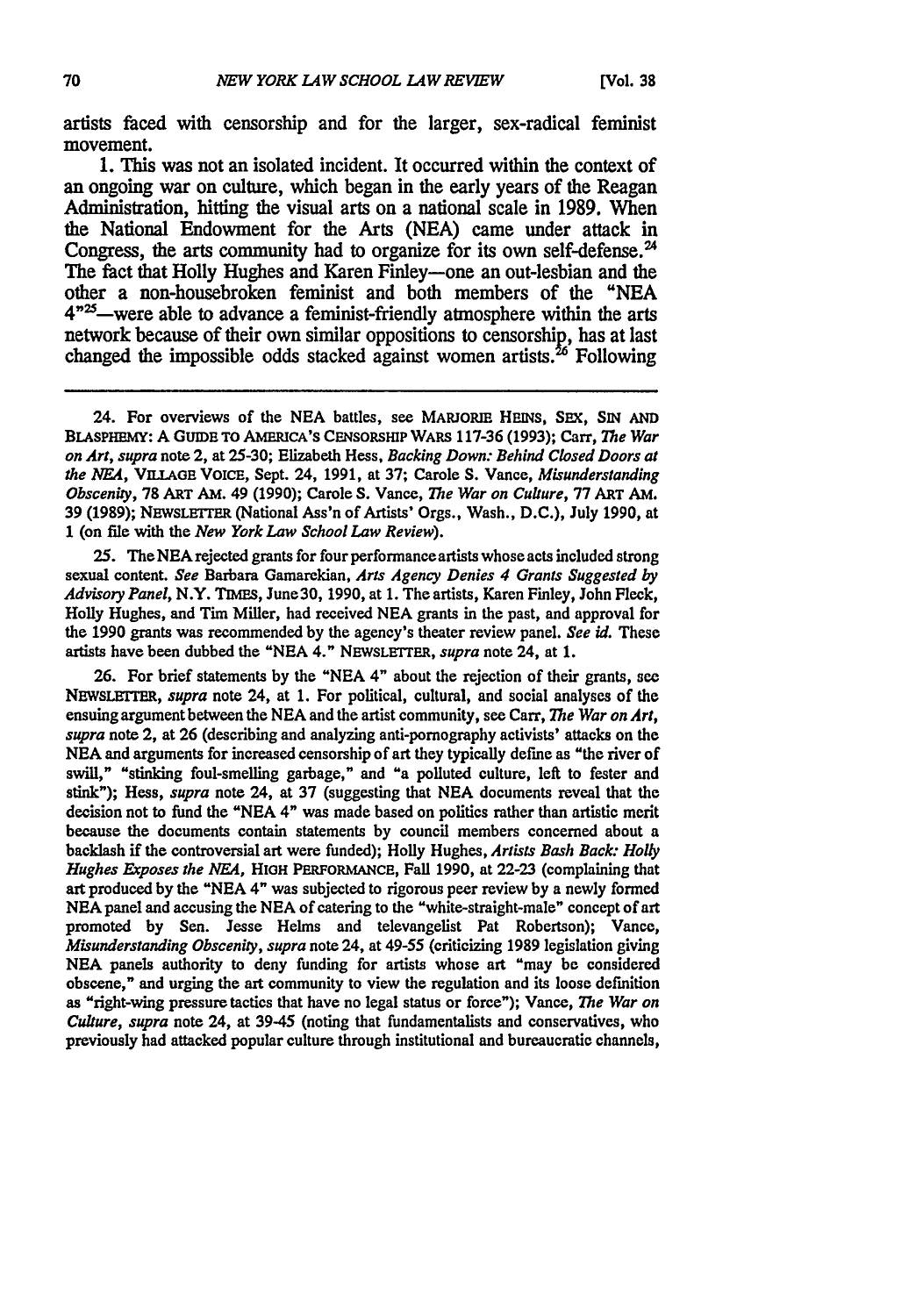artists faced with censorship and for the larger, sex-radical feminist movement.

1. This was not an isolated incident. It occurred within the context of an ongoing war on culture, which began in the early years of the Reagan Administration, hitting the visual arts on a national scale in 1989. When the National Endowment for the Arts (NEA) came under attack in Congress, the arts community had to organize for its own self-defense.[24] The fact that Holly Hughes and Karen Finley—one an out-lesbian and the other a non-housebroken feminist and both members of the "NEA 4"[25]—were able to advance a feminist-friendly atmosphere within the arts network because of their own similar oppositions to censorship, has at last changed the impossible odds stacked against women artists.[26] Following

---

24. For overviews of the NEA battles, see MARJORIE HEINS, SEX, SIN AND BLASPHEMY: A GUIDE TO AMERICA'S CENSORSHIP WARS 117-36 (1993); Carr, *The War on Art*, *supra* note 2, at 25-30; Elizabeth Hess, *Backing Down: Behind Closed Doors at the NEA*, VILLAGE VOICE, Sept. 24, 1991, at 37; Carole S. Vance, *Misunderstanding Obscenity*, 78 ART AM. 49 (1990); Carole S. Vance, *The War on Culture*, 77 ART AM. 39 (1989); NEWSLETTER (National Ass'n of Artists' Orgs., Wash., D.C.), July 1990, at 1 (on file with the *New York Law School Law Review*).

25. The NEA rejected grants for four performance artists whose acts included strong sexual content. *See* Barbara Gamarekian, *Arts Agency Denies 4 Grants Suggested by Advisory Panel*, N.Y. TIMES, June 30, 1990, at 1. The artists, Karen Finley, John Fleck, Holly Hughes, and Tim Miller, had received NEA grants in the past, and approval for the 1990 grants was recommended by the agency's theater review panel. *See id.* These artists have been dubbed the "NEA 4." NEWSLETTER, *supra* note 24, at 1.

26. For brief statements by the "NEA 4" about the rejection of their grants, see NEWSLETTER, *supra* note 24, at 1. For political, cultural, and social analyses of the ensuing argument between the NEA and the artist community, see Carr, *The War on Art*, *supra* note 2, at 26 (describing and analyzing anti-pornography activists' attacks on the NEA and arguments for increased censorship of art they typically define as "the river of swill," "stinking foul-smelling garbage," and "a polluted culture, left to fester and stink"); Hess, *supra* note 24, at 37 (suggesting that NEA documents reveal that the decision not to fund the "NEA 4" was made based on politics rather than artistic merit because the documents contain statements by council members concerned about a backlash if the controversial art were funded); Holly Hughes, *Artists Bash Back: Holly Hughes Exposes the NEA*, HIGH PERFORMANCE, Fall 1990, at 22-23 (complaining that art produced by the "NEA 4" was subjected to rigorous peer review by a newly formed NEA panel and accusing the NEA of catering to the "white-straight-male" concept of art promoted by Sen. Jesse Helms and televangelist Pat Robertson); Vance, *Misunderstanding Obscenity*, *supra* note 24, at 49-55 (criticizing 1989 legislation giving NEA panels authority to deny funding for artists whose art "may be considered obscene," and urging the art community to view the regulation and its loose definition as "right-wing pressure tactics that have no legal status or force"); Vance, *The War on Culture*, *supra* note 24, at 39-45 (noting that fundamentalists and conservatives, who previously had attacked popular culture through institutional and bureaucratic channels,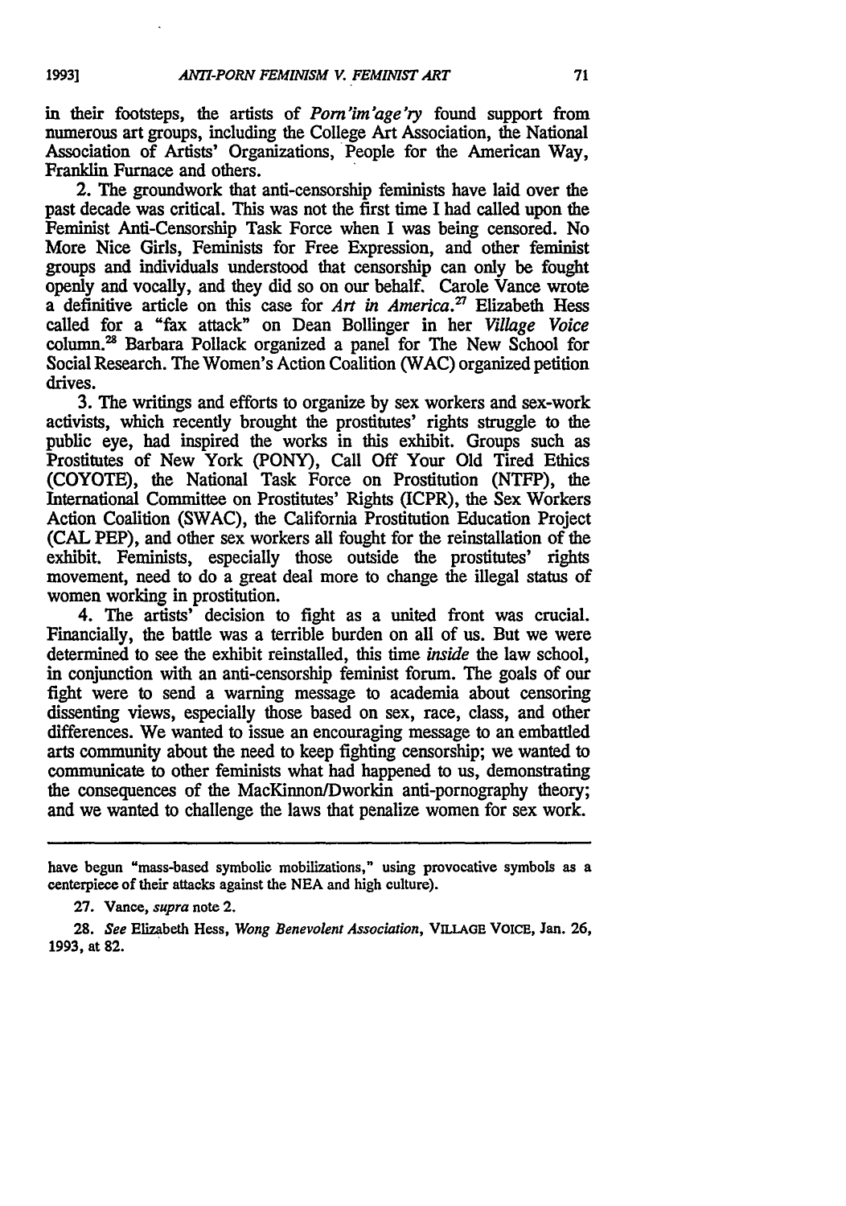in their footsteps, the artists of *Porn'im'age'ry* found support from numerous art groups, including the College Art Association, the National Association of Artists' Organizations, People for the American Way, Franklin Furnace and others.

2. The groundwork that anti-censorship feminists have laid over the past decade was critical. This was not the first time I had called upon the Feminist Anti-Censorship Task Force when I was being censored. No More Nice Girls, Feminists for Free Expression, and other feminist groups and individuals understood that censorship can only be fought openly and vocally, and they did so on our behalf. Carole Vance wrote a definitive article on this case for *Art in America*.[27] Elizabeth Hess called for a "fax attack" on Dean Bollinger in her *Village Voice* column.[28] Barbara Pollack organized a panel for The New School for Social Research. The Women's Action Coalition (WAC) organized petition drives.

3. The writings and efforts to organize by sex workers and sex-work activists, which recently brought the prostitutes' rights struggle to the public eye, had inspired the works in this exhibit. Groups such as Prostitutes of New York (PONY), Call Off Your Old Tired Ethics (COYOTE), the National Task Force on Prostitution (NTFP), the International Committee on Prostitutes' Rights (ICPR), the Sex Workers Action Coalition (SWAC), the California Prostitution Education Project (CAL PEP), and other sex workers all fought for the reinstallation of the exhibit. Feminists, especially those outside the prostitutes' rights movement, need to do a great deal more to change the illegal status of women working in prostitution.

4. The artists' decision to fight as a united front was crucial. Financially, the battle was a terrible burden on all of us. But we were determined to see the exhibit reinstalled, this time *inside* the law school, in conjunction with an anti-censorship feminist forum. The goals of our fight were to send a warning message to academia about censoring dissenting views, especially those based on sex, race, class, and other differences. We wanted to issue an encouraging message to an embattled arts community about the need to keep fighting censorship; we wanted to communicate to other feminists what had happened to us, demonstrating the consequences of the MacKinnon/Dworkin anti-pornography theory; and we wanted to challenge the laws that penalize women for sex work.

---

have begun "mass-based symbolic mobilizations," using provocative symbols as a centerpiece of their attacks against the NEA and high culture).

27. Vance, *supra* note 2.

28. *See* Elizabeth Hess, *Wong Benevolent Association*, VILLAGE VOICE, Jan. 26, 1993, at 82.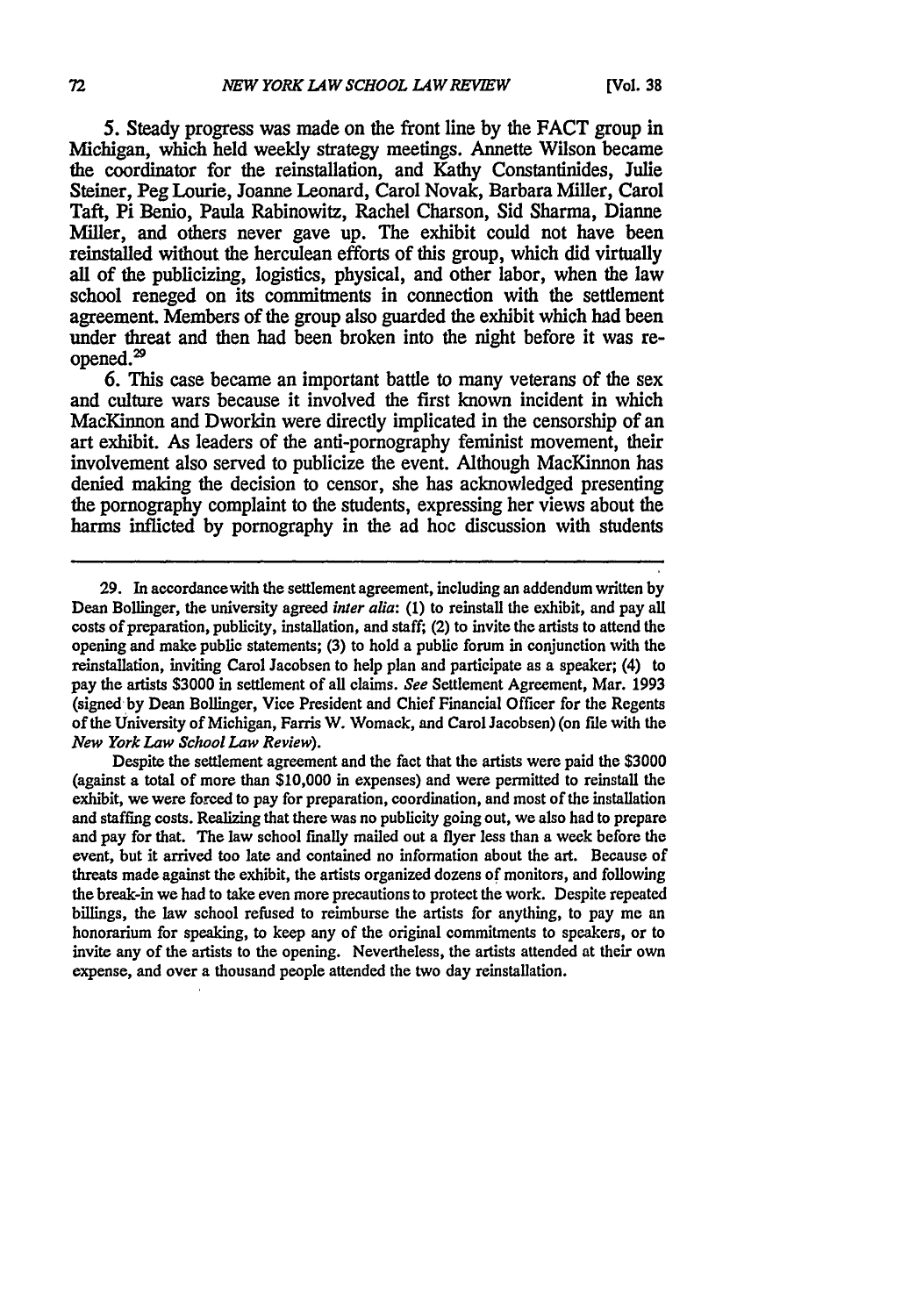5. Steady progress was made on the front line by the FACT group in Michigan, which held weekly strategy meetings. Annette Wilson became the coordinator for the reinstallation, and Kathy Constantinides, Julie Steiner, Peg Lourie, Joanne Leonard, Carol Novak, Barbara Miller, Carol Taft, Pi Benio, Paula Rabinowitz, Rachel Charson, Sid Sharma, Dianne Miller, and others never gave up. The exhibit could not have been reinstalled without the herculean efforts of this group, which did virtually all of the publicizing, logistics, physical, and other labor, when the law school reneged on its commitments in connection with the settlement agreement. Members of the group also guarded the exhibit which had been under threat and then had been broken into the night before it was re-opened.[29]

6. This case became an important battle to many veterans of the sex and culture wars because it involved the first known incident in which MacKinnon and Dworkin were directly implicated in the censorship of an art exhibit. As leaders of the anti-pornography feminist movement, their involvement also served to publicize the event. Although MacKinnon has denied making the decision to censor, she has acknowledged presenting the pornography complaint to the students, expressing her views about the harms inflicted by pornography in the ad hoc discussion with students

---

29. In accordance with the settlement agreement, including an addendum written by Dean Bollinger, the university agreed *inter alia*: (1) to reinstall the exhibit, and pay all costs of preparation, publicity, installation, and staff; (2) to invite the artists to attend the opening and make public statements; (3) to hold a public forum in conjunction with the reinstallation, inviting Carol Jacobsen to help plan and participate as a speaker; (4) to pay the artists $3000 in settlement of all claims. *See* Settlement Agreement, Mar. 1993 (signed by Dean Bollinger, Vice President and Chief Financial Officer for the Regents of the University of Michigan, Farris W. Womack, and Carol Jacobsen) (on file with the *New York Law School Law Review*).

Despite the settlement agreement and the fact that the artists were paid the $3000 (against a total of more than $10,000 in expenses) and were permitted to reinstall the exhibit, we were forced to pay for preparation, coordination, and most of the installation and staffing costs. Realizing that there was no publicity going out, we also had to prepare and pay for that. The law school finally mailed out a flyer less than a week before the event, but it arrived too late and contained no information about the art. Because of threats made against the exhibit, the artists organized dozens of monitors, and following the break-in we had to take even more precautions to protect the work. Despite repeated billings, the law school refused to reimburse the artists for anything, to pay me an honorarium for speaking, to keep any of the original commitments to speakers, or to invite any of the artists to the opening. Nevertheless, the artists attended at their own expense, and over a thousand people attended the two day reinstallation.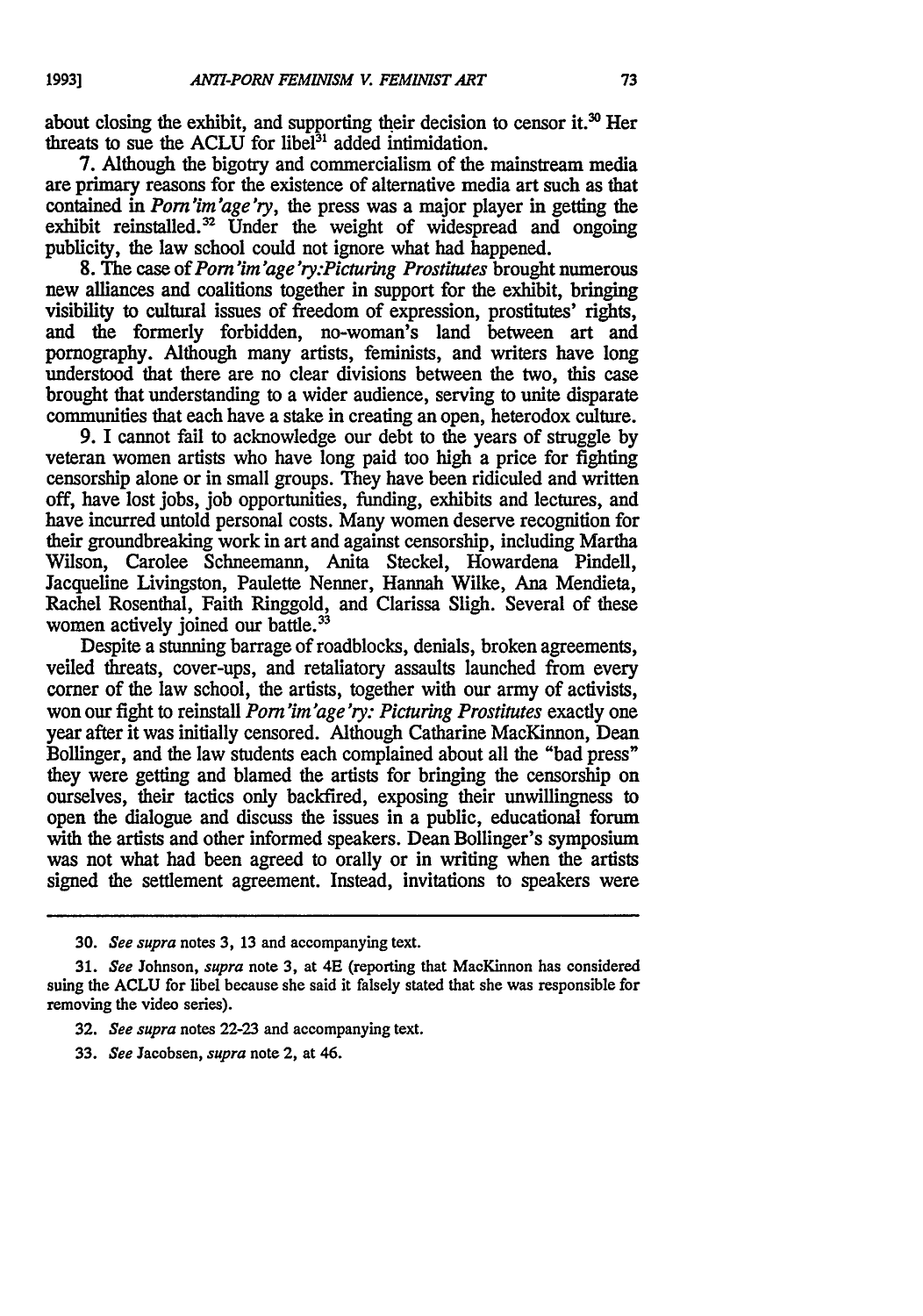about closing the exhibit, and supporting their decision to censor it.[30] Her threats to sue the ACLU for libel[31] added intimidation.

7. Although the bigotry and commercialism of the mainstream media are primary reasons for the existence of alternative media art such as that contained in *Porn'im'age'ry*, the press was a major player in getting the exhibit reinstalled.[32] Under the weight of widespread and ongoing publicity, the law school could not ignore what had happened.

8. The case of *Porn'im'age'ry:Picturing Prostitutes* brought numerous new alliances and coalitions together in support for the exhibit, bringing visibility to cultural issues of freedom of expression, prostitutes' rights, and the formerly forbidden, no-woman's land between art and pornography. Although many artists, feminists, and writers have long understood that there are no clear divisions between the two, this case brought that understanding to a wider audience, serving to unite disparate communities that each have a stake in creating an open, heterodox culture.

9. I cannot fail to acknowledge our debt to the years of struggle by veteran women artists who have long paid too high a price for fighting censorship alone or in small groups. They have been ridiculed and written off, have lost jobs, job opportunities, funding, exhibits and lectures, and have incurred untold personal costs. Many women deserve recognition for their groundbreaking work in art and against censorship, including Martha Wilson, Carolee Schneemann, Anita Steckel, Howardena Pindell, Jacqueline Livingston, Paulette Nenner, Hannah Wilke, Ana Mendieta, Rachel Rosenthal, Faith Ringgold, and Clarissa Sligh. Several of these women actively joined our battle.[33]

Despite a stunning barrage of roadblocks, denials, broken agreements, veiled threats, cover-ups, and retaliatory assaults launched from every corner of the law school, the artists, together with our army of activists, won our fight to reinstall *Porn'im'age'ry: Picturing Prostitutes* exactly one year after it was initially censored. Although Catharine MacKinnon, Dean Bollinger, and the law students each complained about all the "bad press" they were getting and blamed the artists for bringing the censorship on ourselves, their tactics only backfired, exposing their unwillingness to open the dialogue and discuss the issues in a public, educational forum with the artists and other informed speakers. Dean Bollinger's symposium was not what had been agreed to orally or in writing when the artists signed the settlement agreement. Instead, invitations to speakers were

---

30. *See supra* notes 3, 13 and accompanying text.

31. *See* Johnson, *supra* note 3, at 4E (reporting that MacKinnon has considered suing the ACLU for libel because she said it falsely stated that she was responsible for removing the video series).

32. *See supra* notes 22-23 and accompanying text.

33. *See* Jacobsen, *supra* note 2, at 46.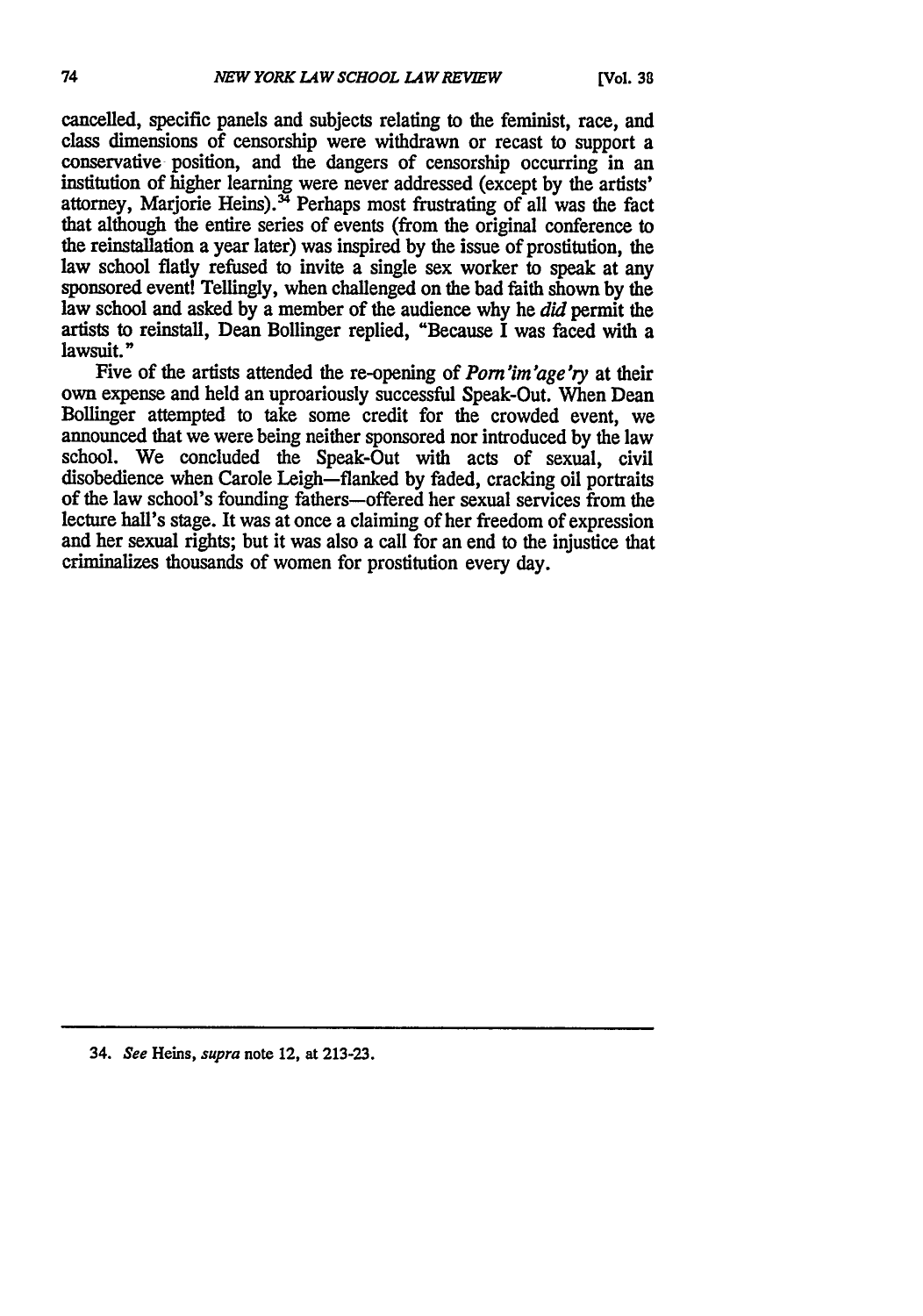cancelled, specific panels and subjects relating to the feminist, race, and class dimensions of censorship were withdrawn or recast to support a conservative position, and the dangers of censorship occurring in an institution of higher learning were never addressed (except by the artists' attorney, Marjorie Heins).[34] Perhaps most frustrating of all was the fact that although the entire series of events (from the original conference to the reinstallation a year later) was inspired by the issue of prostitution, the law school flatly refused to invite a single sex worker to speak at any sponsored event! Tellingly, when challenged on the bad faith shown by the law school and asked by a member of the audience why he *did* permit the artists to reinstall, Dean Bollinger replied, "Because I was faced with a lawsuit."

Five of the artists attended the re-opening of *Porn'im'age'ry* at their own expense and held an uproariously successful Speak-Out. When Dean Bollinger attempted to take some credit for the crowded event, we announced that we were being neither sponsored nor introduced by the law school. We concluded the Speak-Out with acts of sexual, civil disobedience when Carole Leigh—flanked by faded, cracking oil portraits of the law school's founding fathers—offered her sexual services from the lecture hall's stage. It was at once a claiming of her freedom of expression and her sexual rights; but it was also a call for an end to the injustice that criminalizes thousands of women for prostitution every day.

---

34. *See* Heins, *supra* note 12, at 213-23.